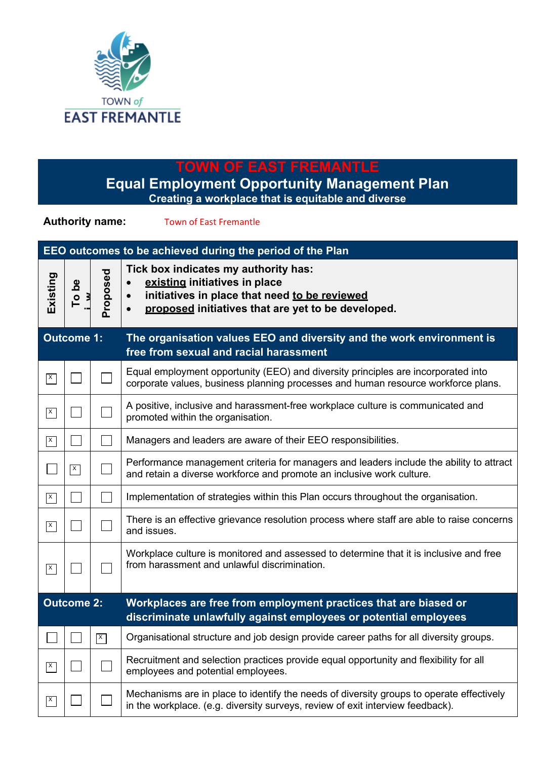# TOWN OF EAST FREMANTLE

## Equal Employment Opportunity Management Plan

**Creating a workplace that is equitable and diverse**

**Authority name:** Town of East Fremantle

| EEO outcomes to be achieved during the period of the Plan | | | |
|---|---|---|---|
| **Existing** | **To be reviewed** | **Proposed** | **Tick box indicates my authority has:**<br>• **existing initiatives in place**<br>• **initiatives in place that need to be reviewed**<br>• **proposed initiatives that are yet to be developed.** |
| **Outcome 1:** | | | **The organisation values EEO and diversity and the work environment is free from sexual and racial harassment** |
| X | | | Equal employment opportunity (EEO) and diversity principles are incorporated into corporate values, business planning processes and human resource workforce plans. |
| X | | | A positive, inclusive and harassment-free workplace culture is communicated and promoted within the organisation. |
| X | | | Managers and leaders are aware of their EEO responsibilities. |
| | X | | Performance management criteria for managers and leaders include the ability to attract and retain a diverse workforce and promote an inclusive work culture. |
| X | | | Implementation of strategies within this Plan occurs throughout the organisation. |
| X | | | There is an effective grievance resolution process where staff are able to raise concerns and issues. |
| X | | | Workplace culture is monitored and assessed to determine that it is inclusive and free from harassment and unlawful discrimination. |
| **Outcome 2:** | | | **Workplaces are free from employment practices that are biased or discriminate unlawfully against employees or potential employees** |
| | | X | Organisational structure and job design provide career paths for all diversity groups. |
| X | | | Recruitment and selection practices provide equal opportunity and flexibility for all employees and potential employees. |
| X | | | Mechanisms are in place to identify the needs of diversity groups to operate effectively in the workplace. (e.g. diversity surveys, review of exit interview feedback). |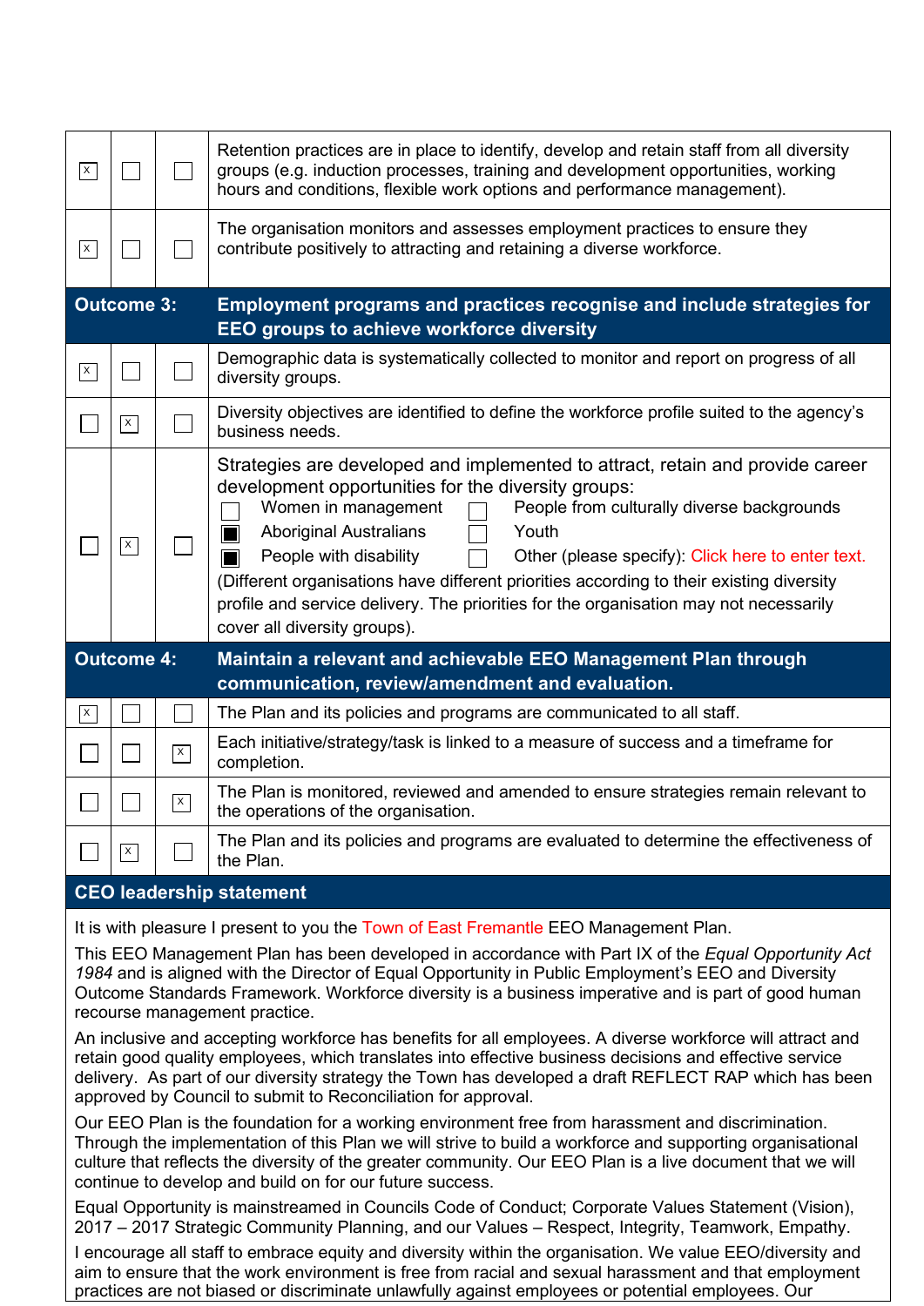| | | | |
|---|---|---|---|
| ☒ | ☐ | ☐ | Retention practices are in place to identify, develop and retain staff from all diversity groups (e.g. induction processes, training and development opportunities, working hours and conditions, flexible work options and performance management). |
| ☒ | ☐ | ☐ | The organisation monitors and assesses employment practices to ensure they contribute positively to attracting and retaining a diverse workforce. |
| **Outcome 3:** | | | **Employment programs and practices recognise and include strategies for EEO groups to achieve workforce diversity** |
| ☒ | ☐ | ☐ | Demographic data is systematically collected to monitor and report on progress of all diversity groups. |
| ☐ | ☒ | ☐ | Diversity objectives are identified to define the workforce profile suited to the agency's business needs. |
| ☐ | ☒ | ☐ | Strategies are developed and implemented to attract, retain and provide career development opportunities for the diversity groups:<br>☐ Women in management ☐ People from culturally diverse backgrounds<br>■ Aboriginal Australians ☐ Youth<br>■ People with disability ☐ Other (please specify): Click here to enter text.<br>(Different organisations have different priorities according to their existing diversity profile and service delivery. The priorities for the organisation may not necessarily cover all diversity groups). |
| **Outcome 4:** | | | **Maintain a relevant and achievable EEO Management Plan through communication, review/amendment and evaluation.** |
| ☒ | ☐ | ☐ | The Plan and its policies and programs are communicated to all staff. |
| ☐ | ☐ | ☒ | Each initiative/strategy/task is linked to a measure of success and a timeframe for completion. |
| ☐ | ☐ | ☒ | The Plan is monitored, reviewed and amended to ensure strategies remain relevant to the operations of the organisation. |
| ☐ | ☒ | ☐ | The Plan and its policies and programs are evaluated to determine the effectiveness of the Plan. |

## CEO leadership statement

It is with pleasure I present to you the Town of East Fremantle EEO Management Plan.

This EEO Management Plan has been developed in accordance with Part IX of the *Equal Opportunity Act 1984* and is aligned with the Director of Equal Opportunity in Public Employment's EEO and Diversity Outcome Standards Framework. Workforce diversity is a business imperative and is part of good human recourse management practice.

An inclusive and accepting workforce has benefits for all employees. A diverse workforce will attract and retain good quality employees, which translates into effective business decisions and effective service delivery. As part of our diversity strategy the Town has developed a draft REFLECT RAP which has been approved by Council to submit to Reconciliation for approval.

Our EEO Plan is the foundation for a working environment free from harassment and discrimination. Through the implementation of this Plan we will strive to build a workforce and supporting organisational culture that reflects the diversity of the greater community. Our EEO Plan is a live document that we will continue to develop and build on for our future success.

Equal Opportunity is mainstreamed in Councils Code of Conduct; Corporate Values Statement (Vision), 2017 – 2017 Strategic Community Planning, and our Values – Respect, Integrity, Teamwork, Empathy.

I encourage all staff to embrace equity and diversity within the organisation. We value EEO/diversity and aim to ensure that the work environment is free from racial and sexual harassment and that employment practices are not biased or discriminate unlawfully against employees or potential employees. Our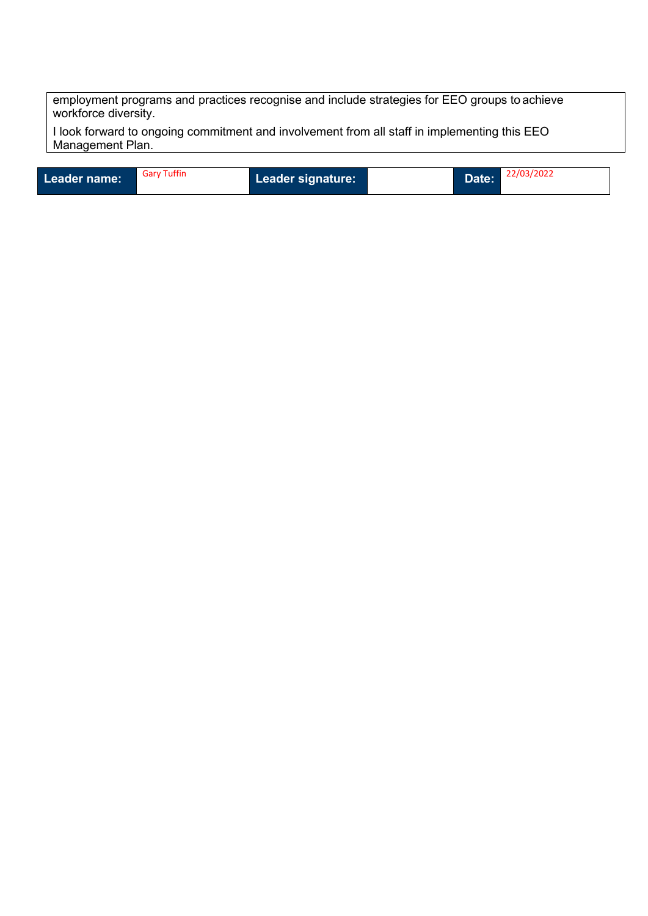employment programs and practices recognise and include strategies for EEO groups to achieve workforce diversity.

I look forward to ongoing commitment and involvement from all staff in implementing this EEO Management Plan.

| | | | | | |
|---|---|---|---|---|---|
| **Leader name:** | Gary Tuffin | **Leader signature:** | | **Date:** | 22/03/2022 |